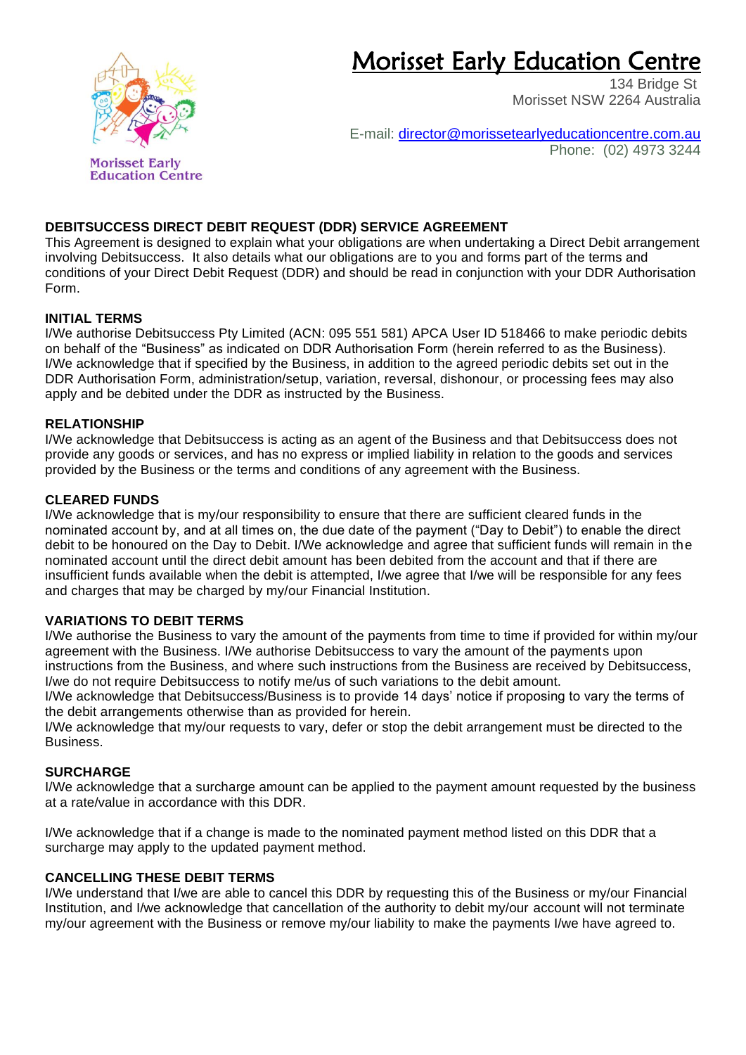Morisset Early Education Centre

# Morisset Early Education Centre

134 Bridge St
Morisset NSW 2264 Australia

E-mail: director@morissetearlyeducationcentre.com.au
Phone: (02) 4973 3244

## DEBITSUCCESS DIRECT DEBIT REQUEST (DDR) SERVICE AGREEMENT

This Agreement is designed to explain what your obligations are when undertaking a Direct Debit arrangement involving Debitsuccess. It also details what our obligations are to you and forms part of the terms and conditions of your Direct Debit Request (DDR) and should be read in conjunction with your DDR Authorisation Form.

### INITIAL TERMS

I/We authorise Debitsuccess Pty Limited (ACN: 095 551 581) APCA User ID 518466 to make periodic debits on behalf of the "Business" as indicated on DDR Authorisation Form (herein referred to as the Business). I/We acknowledge that if specified by the Business, in addition to the agreed periodic debits set out in the DDR Authorisation Form, administration/setup, variation, reversal, dishonour, or processing fees may also apply and be debited under the DDR as instructed by the Business.

### RELATIONSHIP

I/We acknowledge that Debitsuccess is acting as an agent of the Business and that Debitsuccess does not provide any goods or services, and has no express or implied liability in relation to the goods and services provided by the Business or the terms and conditions of any agreement with the Business.

### CLEARED FUNDS

I/We acknowledge that is my/our responsibility to ensure that there are sufficient cleared funds in the nominated account by, and at all times on, the due date of the payment ("Day to Debit") to enable the direct debit to be honoured on the Day to Debit. I/We acknowledge and agree that sufficient funds will remain in the nominated account until the direct debit amount has been debited from the account and that if there are insufficient funds available when the debit is attempted, I/we agree that I/we will be responsible for any fees and charges that may be charged by my/our Financial Institution.

### VARIATIONS TO DEBIT TERMS

I/We authorise the Business to vary the amount of the payments from time to time if provided for within my/our agreement with the Business. I/We authorise Debitsuccess to vary the amount of the payments upon instructions from the Business, and where such instructions from the Business are received by Debitsuccess, I/we do not require Debitsuccess to notify me/us of such variations to the debit amount.
I/We acknowledge that Debitsuccess/Business is to provide 14 days' notice if proposing to vary the terms of the debit arrangements otherwise than as provided for herein.
I/We acknowledge that my/our requests to vary, defer or stop the debit arrangement must be directed to the Business.

### SURCHARGE

I/We acknowledge that a surcharge amount can be applied to the payment amount requested by the business at a rate/value in accordance with this DDR.

I/We acknowledge that if a change is made to the nominated payment method listed on this DDR that a surcharge may apply to the updated payment method.

### CANCELLING THESE DEBIT TERMS

I/We understand that I/we are able to cancel this DDR by requesting this of the Business or my/our Financial Institution, and I/we acknowledge that cancellation of the authority to debit my/our account will not terminate my/our agreement with the Business or remove my/our liability to make the payments I/we have agreed to.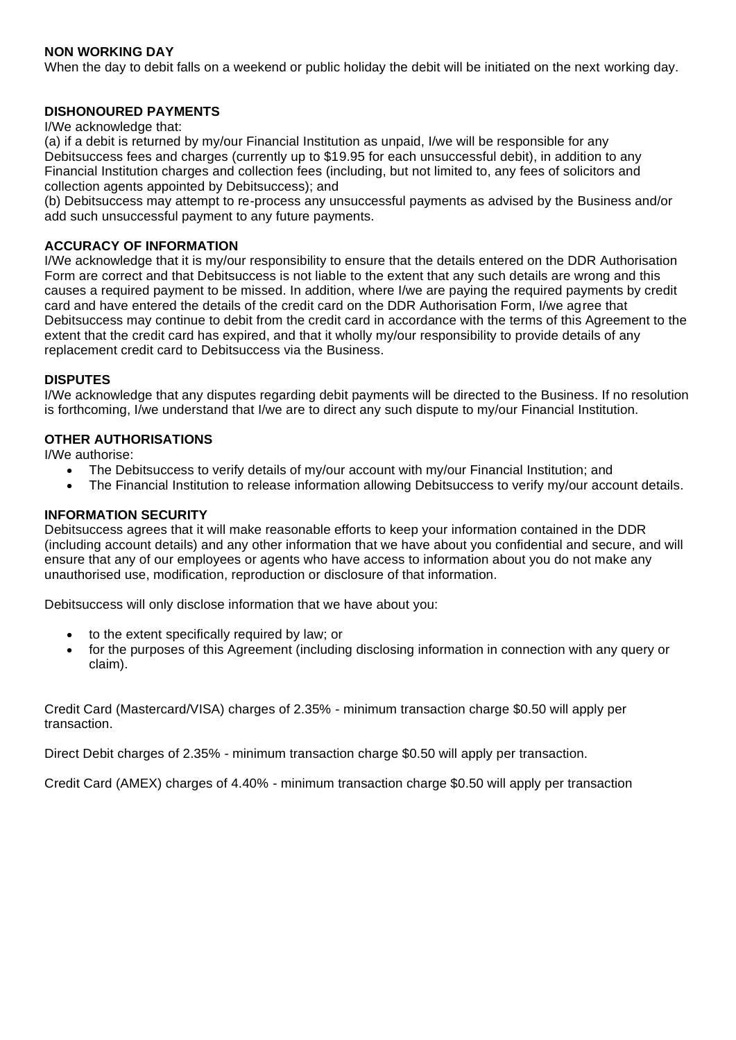**NON WORKING DAY**

When the day to debit falls on a weekend or public holiday the debit will be initiated on the next working day.

**DISHONOURED PAYMENTS**

I/We acknowledge that:

(a) if a debit is returned by my/our Financial Institution as unpaid, I/we will be responsible for any Debitsuccess fees and charges (currently up to $19.95 for each unsuccessful debit), in addition to any Financial Institution charges and collection fees (including, but not limited to, any fees of solicitors and collection agents appointed by Debitsuccess); and

(b) Debitsuccess may attempt to re-process any unsuccessful payments as advised by the Business and/or add such unsuccessful payment to any future payments.

**ACCURACY OF INFORMATION**

I/We acknowledge that it is my/our responsibility to ensure that the details entered on the DDR Authorisation Form are correct and that Debitsuccess is not liable to the extent that any such details are wrong and this causes a required payment to be missed. In addition, where I/we are paying the required payments by credit card and have entered the details of the credit card on the DDR Authorisation Form, I/we agree that Debitsuccess may continue to debit from the credit card in accordance with the terms of this Agreement to the extent that the credit card has expired, and that it wholly my/our responsibility to provide details of any replacement credit card to Debitsuccess via the Business.

**DISPUTES**

I/We acknowledge that any disputes regarding debit payments will be directed to the Business. If no resolution is forthcoming, I/we understand that I/we are to direct any such dispute to my/our Financial Institution.

**OTHER AUTHORISATIONS**

I/We authorise:

- The Debitsuccess to verify details of my/our account with my/our Financial Institution; and
- The Financial Institution to release information allowing Debitsuccess to verify my/our account details.

**INFORMATION SECURITY**

Debitsuccess agrees that it will make reasonable efforts to keep your information contained in the DDR (including account details) and any other information that we have about you confidential and secure, and will ensure that any of our employees or agents who have access to information about you do not make any unauthorised use, modification, reproduction or disclosure of that information.

Debitsuccess will only disclose information that we have about you:

- to the extent specifically required by law; or
- for the purposes of this Agreement (including disclosing information in connection with any query or claim).

Credit Card (Mastercard/VISA) charges of 2.35% - minimum transaction charge $0.50 will apply per transaction.

Direct Debit charges of 2.35% - minimum transaction charge $0.50 will apply per transaction.

Credit Card (AMEX) charges of 4.40% - minimum transaction charge $0.50 will apply per transaction